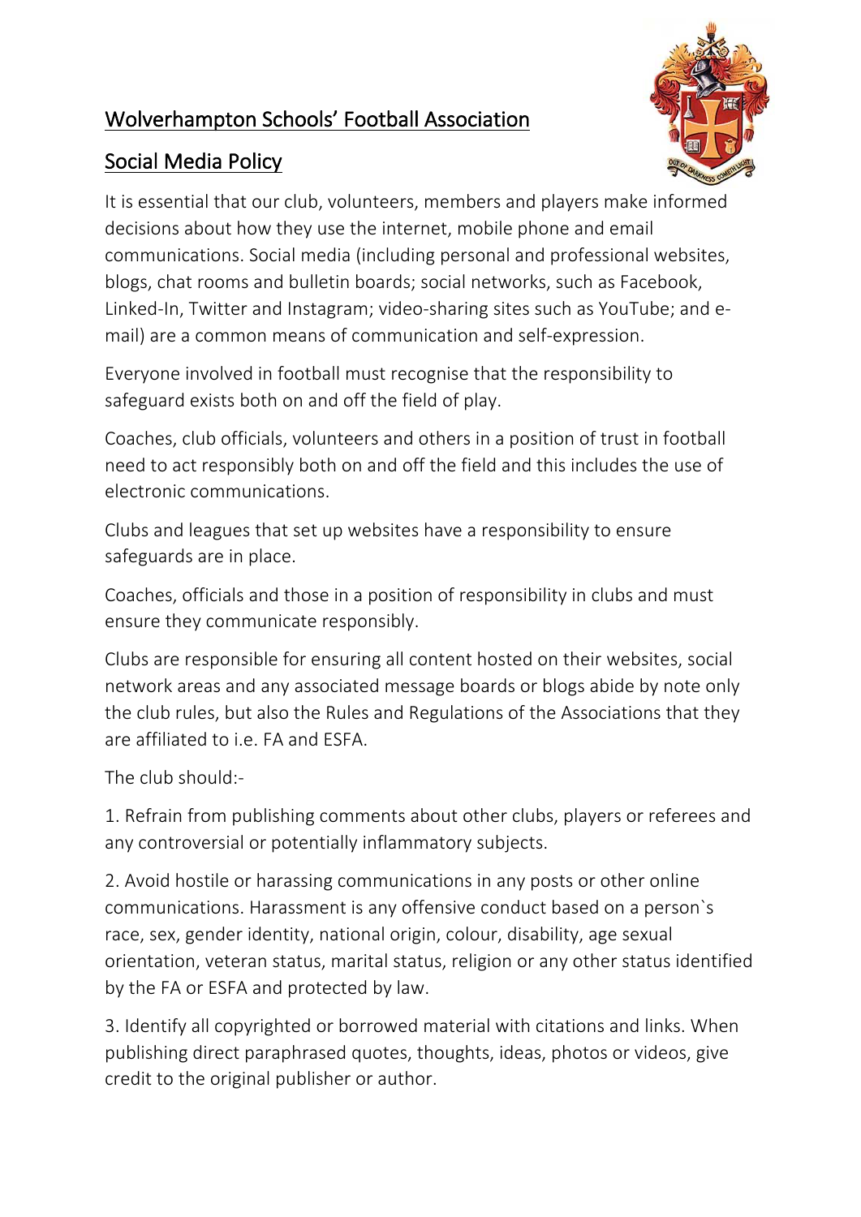# Wolverhampton Schools' Football Association

## Social Media Policy

It is essential that our club, volunteers, members and players make informed decisions about how they use the internet, mobile phone and email communications. Social media (including personal and professional websites, blogs, chat rooms and bulletin boards; social networks, such as Facebook, Linked-In, Twitter and Instagram; video-sharing sites such as YouTube; and e-mail) are a common means of communication and self-expression.

Everyone involved in football must recognise that the responsibility to safeguard exists both on and off the field of play.

Coaches, club officials, volunteers and others in a position of trust in football need to act responsibly both on and off the field and this includes the use of electronic communications.

Clubs and leagues that set up websites have a responsibility to ensure safeguards are in place.

Coaches, officials and those in a position of responsibility in clubs and must ensure they communicate responsibly.

Clubs are responsible for ensuring all content hosted on their websites, social network areas and any associated message boards or blogs abide by note only the club rules, but also the Rules and Regulations of the Associations that they are affiliated to i.e. FA and ESFA.

The club should:-

1. Refrain from publishing comments about other clubs, players or referees and any controversial or potentially inflammatory subjects.

2. Avoid hostile or harassing communications in any posts or other online communications. Harassment is any offensive conduct based on a person`s race, sex, gender identity, national origin, colour, disability, age sexual orientation, veteran status, marital status, religion or any other status identified by the FA or ESFA and protected by law.

3. Identify all copyrighted or borrowed material with citations and links. When publishing direct paraphrased quotes, thoughts, ideas, photos or videos, give credit to the original publisher or author.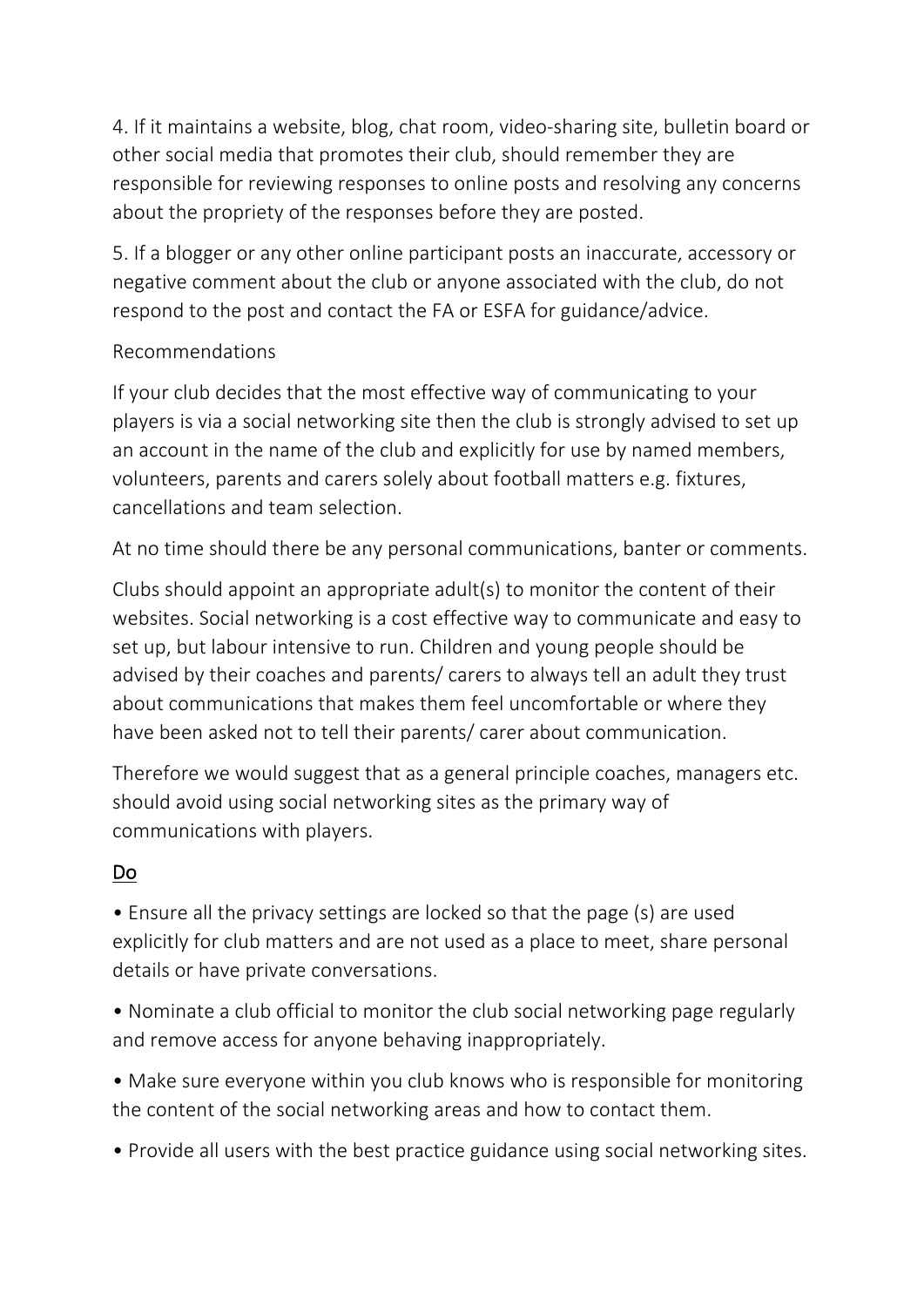4. If it maintains a website, blog, chat room, video-sharing site, bulletin board or other social media that promotes their club, should remember they are responsible for reviewing responses to online posts and resolving any concerns about the propriety of the responses before they are posted.

5. If a blogger or any other online participant posts an inaccurate, accessory or negative comment about the club or anyone associated with the club, do not respond to the post and contact the FA or ESFA for guidance/advice.

Recommendations

If your club decides that the most effective way of communicating to your players is via a social networking site then the club is strongly advised to set up an account in the name of the club and explicitly for use by named members, volunteers, parents and carers solely about football matters e.g. fixtures, cancellations and team selection.

At no time should there be any personal communications, banter or comments.

Clubs should appoint an appropriate adult(s) to monitor the content of their websites. Social networking is a cost effective way to communicate and easy to set up, but labour intensive to run. Children and young people should be advised by their coaches and parents/ carers to always tell an adult they trust about communications that makes them feel uncomfortable or where they have been asked not to tell their parents/ carer about communication.

Therefore we would suggest that as a general principle coaches, managers etc. should avoid using social networking sites as the primary way of communications with players.

<u>Do</u>

- Ensure all the privacy settings are locked so that the page (s) are used explicitly for club matters and are not used as a place to meet, share personal details or have private conversations.
- Nominate a club official to monitor the club social networking page regularly and remove access for anyone behaving inappropriately.
- Make sure everyone within you club knows who is responsible for monitoring the content of the social networking areas and how to contact them.
- Provide all users with the best practice guidance using social networking sites.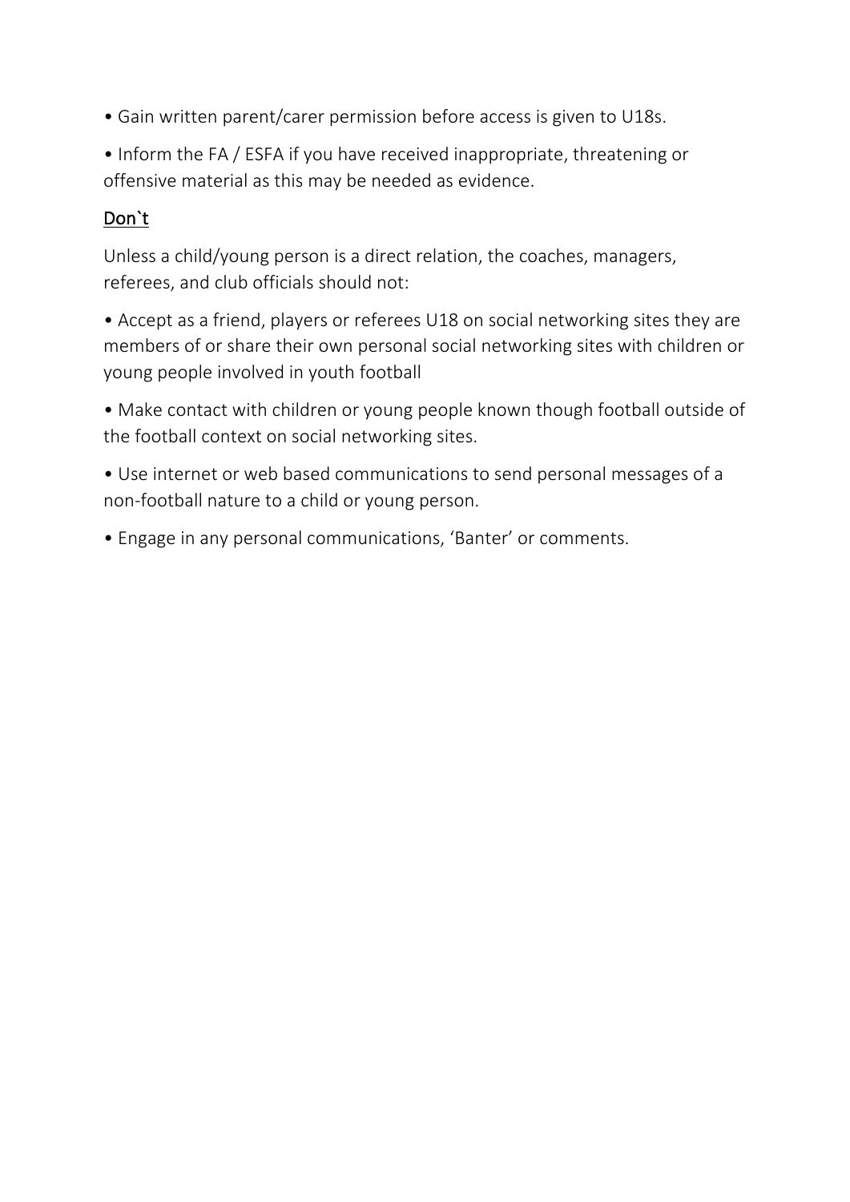- Gain written parent/carer permission before access is given to U18s.
- Inform the FA / ESFA if you have received inappropriate, threatening or offensive material as this may be needed as evidence.

<u>Don`t</u>

Unless a child/young person is a direct relation, the coaches, managers, referees, and club officials should not:

- Accept as a friend, players or referees U18 on social networking sites they are members of or share their own personal social networking sites with children or young people involved in youth football
- Make contact with children or young people known though football outside of the football context on social networking sites.
- Use internet or web based communications to send personal messages of a non-football nature to a child or young person.
- Engage in any personal communications, 'Banter' or comments.